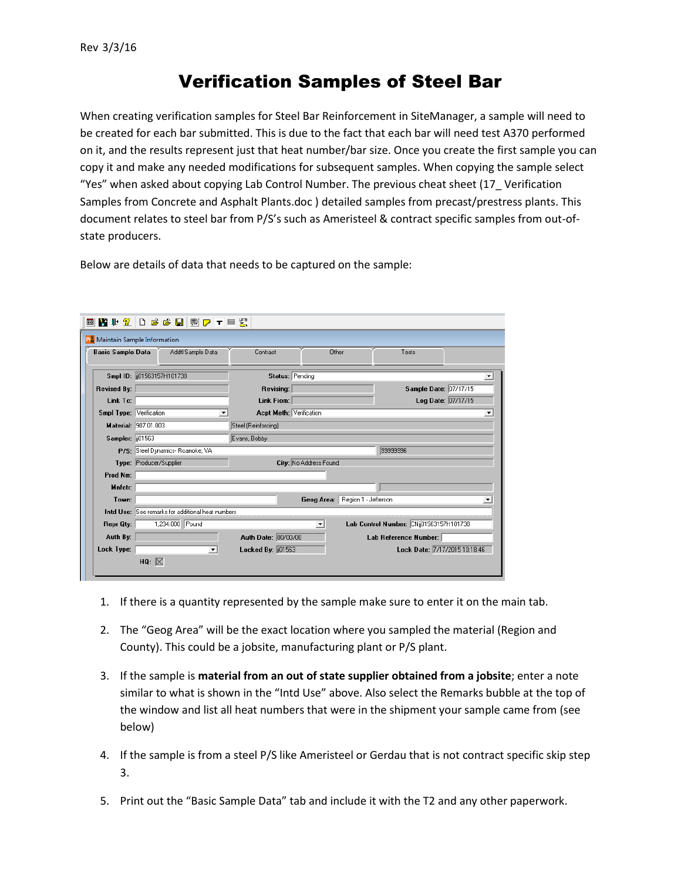Rev 3/3/16

# Verification Samples of Steel Bar

When creating verification samples for Steel Bar Reinforcement in SiteManager, a sample will need to be created for each bar submitted. This is due to the fact that each bar will need test A370 performed on it, and the results represent just that heat number/bar size. Once you create the first sample you can copy it and make any needed modifications for subsequent samples. When copying the sample select "Yes" when asked about copying Lab Control Number. The previous cheat sheet (17_ Verification Samples from Concrete and Asphalt Plants.doc ) detailed samples from precast/prestress plants. This document relates to steel bar from P/S's such as Ameristeel & contract specific samples from out-of-state producers.

Below are details of data that needs to be captured on the sample:

1. If there is a quantity represented by the sample make sure to enter it on the main tab.
2. The "Geog Area" will be the exact location where you sampled the material (Region and County). This could be a jobsite, manufacturing plant or P/S plant.
3. If the sample is **material from an out of state supplier obtained from a jobsite**; enter a note similar to what is shown in the "Intd Use" above. Also select the Remarks bubble at the top of the window and list all heat numbers that were in the shipment your sample came from (see below)
4. If the sample is from a steel P/S like Ameristeel or Gerdau that is not contract specific skip step 3.
5. Print out the "Basic Sample Data" tab and include it with the T2 and any other paperwork.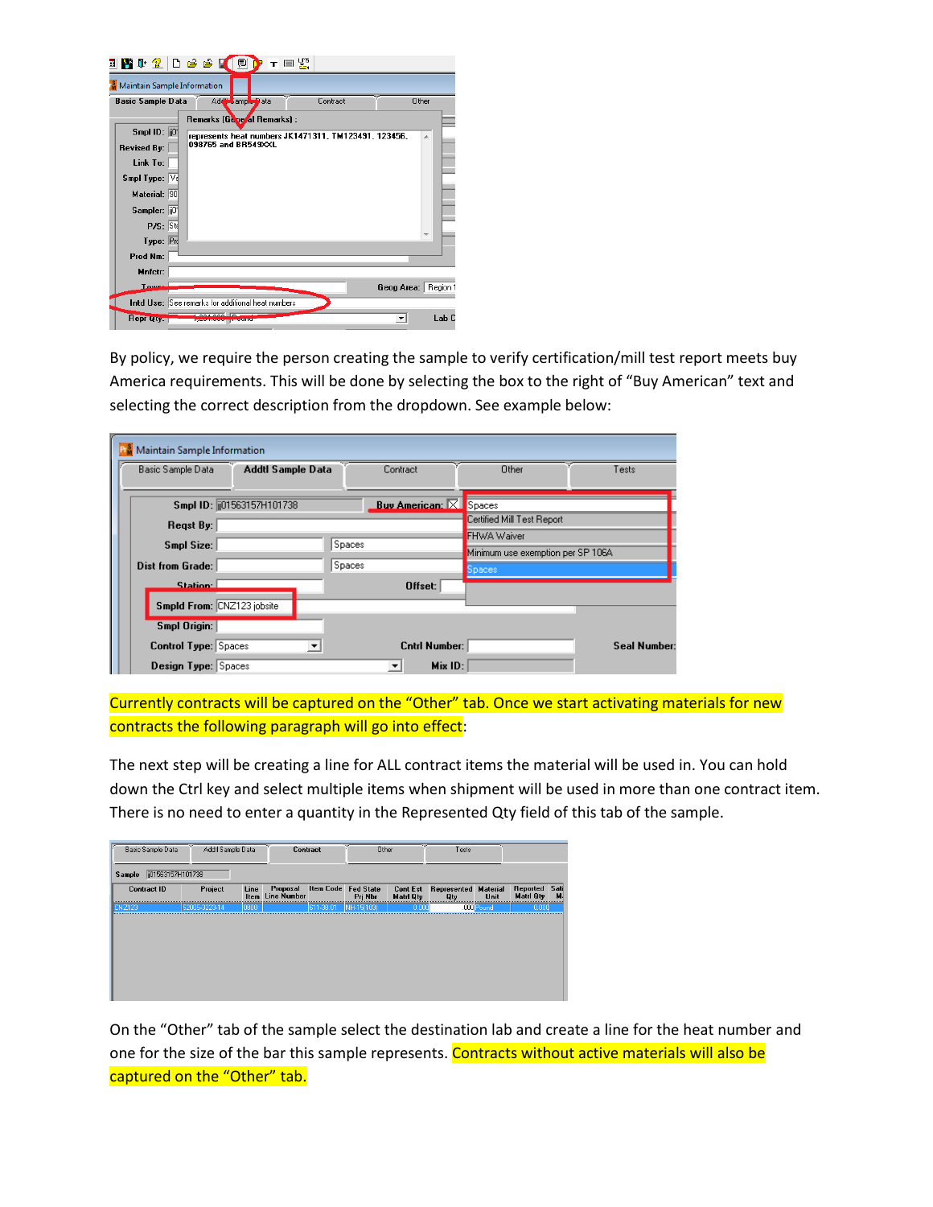By policy, we require the person creating the sample to verify certification/mill test report meets buy America requirements. This will be done by selecting the box to the right of "Buy American" text and selecting the correct description from the dropdown. See example below:

Currently contracts will be captured on the "Other" tab. Once we start activating materials for new contracts the following paragraph will go into effect:

The next step will be creating a line for ALL contract items the material will be used in. You can hold down the Ctrl key and select multiple items when shipment will be used in more than one contract item. There is no need to enter a quantity in the Represented Qty field of this tab of the sample.

On the "Other" tab of the sample select the destination lab and create a line for the heat number and one for the size of the bar this sample represents. Contracts without active materials will also be captured on the "Other" tab.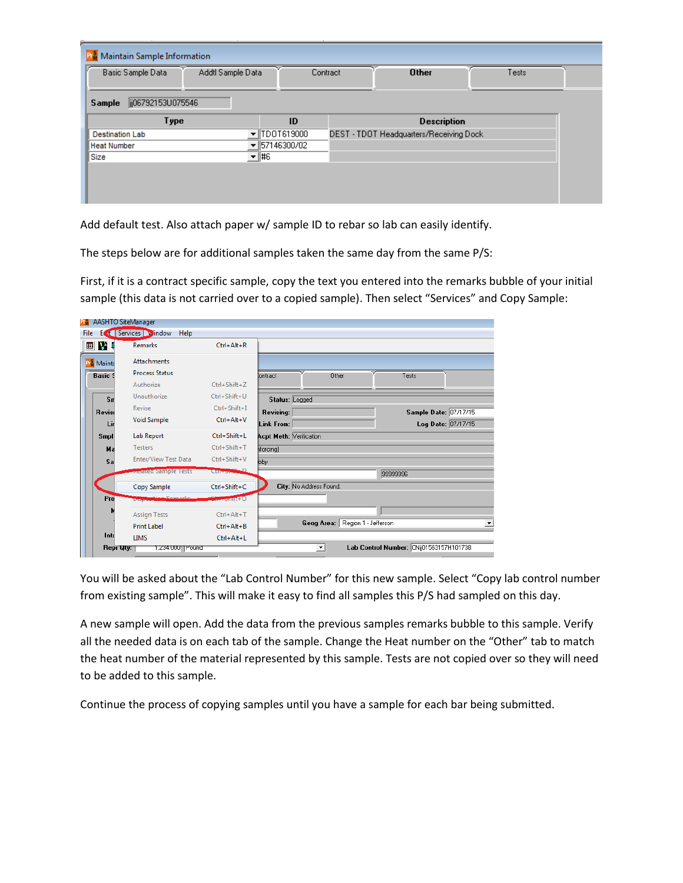Add default test. Also attach paper w/ sample ID to rebar so lab can easily identify.

The steps below are for additional samples taken the same day from the same P/S:

First, if it is a contract specific sample, copy the text you entered into the remarks bubble of your initial sample (this data is not carried over to a copied sample). Then select “Services” and Copy Sample:

You will be asked about the “Lab Control Number” for this new sample. Select “Copy lab control number from existing sample”. This will make it easy to find all samples this P/S had sampled on this day.

A new sample will open. Add the data from the previous samples remarks bubble to this sample. Verify all the needed data is on each tab of the sample. Change the Heat number on the “Other” tab to match the heat number of the material represented by this sample. Tests are not copied over so they will need to be added to this sample.

Continue the process of copying samples until you have a sample for each bar being submitted.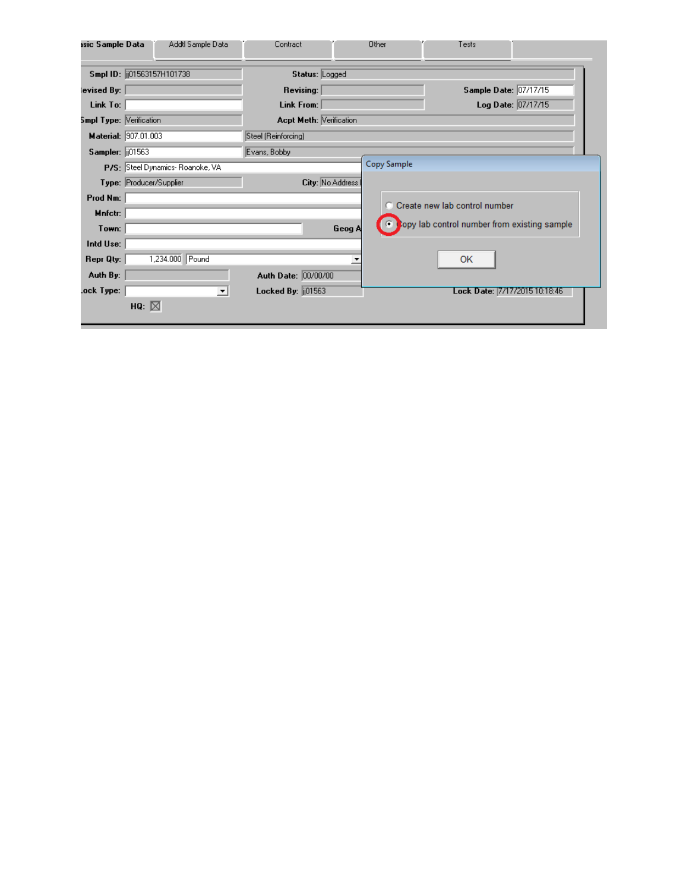asic Sample Data | Addtl Sample Data | Contract | Other | Tests

**Smpl ID:** jj01563157H101738 **Status:** Logged

**evised By:** **Revising:** **Sample Date:** 07/17/15

**Link To:** **Link From:** **Log Date:** 07/17/15

**Smpl Type:** Verification **Acpt Meth:** Verification

**Material:** 907.01.003 Steel (Reinforcing)

**Sampler:** jj01563 Evans, Bobby

**P/S:** Steel Dynamics- Roanoke, VA

**Type:** Producer/Supplier **City:** No Address I

**Prod Nm:**

**Mnfctr:**

**Town:** **Geog A**

**Intd Use:**

**Repr Qty:** 1,234.000 Pound

**Auth By:** **Auth Date:** 00/00/00

**ock Type:** **Locked By:** jj01563 **Lock Date:** 7/17/2015 10:18:46

**HQ:** ☒

Copy Sample

- Create new lab control number
- Copy lab control number from existing sample

OK